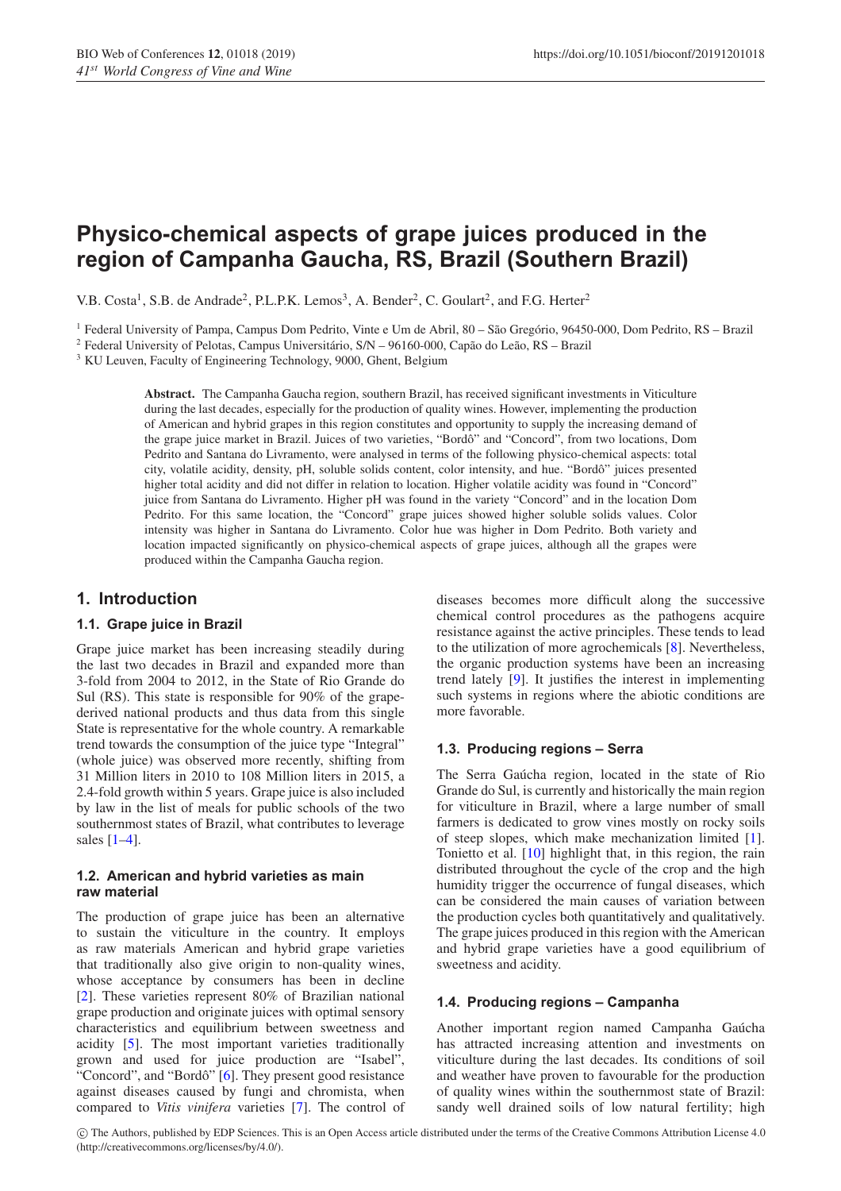# Physico-chemical aspects of grape juices produced in the region of Campanha Gaucha, RS, Brazil (Southern Brazil)

V.B. Costa[1], S.B. de Andrade[2], P.L.P.K. Lemos[3], A. Bender[2], C. Goulart[2], and F.G. Herter[2]

[1] Federal University of Pampa, Campus Dom Pedrito, Vinte e Um de Abril, 80 – São Gregório, 96450-000, Dom Pedrito, RS – Brazil
[2] Federal University of Pelotas, Campus Universitário, S/N – 96160-000, Capão do Leão, RS – Brazil
[3] KU Leuven, Faculty of Engineering Technology, 9000, Ghent, Belgium

**Abstract.** The Campanha Gaucha region, southern Brazil, has received significant investments in Viticulture during the last decades, especially for the production of quality wines. However, implementing the production of American and hybrid grapes in this region constitutes and opportunity to supply the increasing demand of the grape juice market in Brazil. Juices of two varieties, "Bordô" and "Concord", from two locations, Dom Pedrito and Santana do Livramento, were analysed in terms of the following physico-chemical aspects: total city, volatile acidity, density, pH, soluble solids content, color intensity, and hue. "Bordô" juices presented higher total acidity and did not differ in relation to location. Higher volatile acidity was found in "Concord" juice from Santana do Livramento. Higher pH was found in the variety "Concord" and in the location Dom Pedrito. For this same location, the "Concord" grape juices showed higher soluble solids values. Color intensity was higher in Santana do Livramento. Color hue was higher in Dom Pedrito. Both variety and location impacted significantly on physico-chemical aspects of grape juices, although all the grapes were produced within the Campanha Gaucha region.

## 1. Introduction

### 1.1. Grape juice in Brazil

Grape juice market has been increasing steadily during the last two decades in Brazil and expanded more than 3-fold from 2004 to 2012, in the State of Rio Grande do Sul (RS). This state is responsible for 90% of the grape-derived national products and thus data from this single State is representative for the whole country. A remarkable trend towards the consumption of the juice type "Integral" (whole juice) was observed more recently, shifting from 31 Million liters in 2010 to 108 Million liters in 2015, a 2.4-fold growth within 5 years. Grape juice is also included by law in the list of meals for public schools of the two southernmost states of Brazil, what contributes to leverage sales [1–4].

### 1.2. American and hybrid varieties as main raw material

The production of grape juice has been an alternative to sustain the viticulture in the country. It employs as raw materials American and hybrid grape varieties that traditionally also give origin to non-quality wines, whose acceptance by consumers has been in decline [2]. These varieties represent 80% of Brazilian national grape production and originate juices with optimal sensory characteristics and equilibrium between sweetness and acidity [5]. The most important varieties traditionally grown and used for juice production are "Isabel", "Concord", and "Bordô" [6]. They present good resistance against diseases caused by fungi and chromista, when compared to *Vitis vinifera* varieties [7]. The control of diseases becomes more difficult along the successive chemical control procedures as the pathogens acquire resistance against the active principles. These tends to lead to the utilization of more agrochemicals [8]. Nevertheless, the organic production systems have been an increasing trend lately [9]. It justifies the interest in implementing such systems in regions where the abiotic conditions are more favorable.

### 1.3. Producing regions – Serra

The Serra Gaúcha region, located in the state of Rio Grande do Sul, is currently and historically the main region for viticulture in Brazil, where a large number of small farmers is dedicated to grow vines mostly on rocky soils of steep slopes, which make mechanization limited [1]. Tonietto et al. [10] highlight that, in this region, the rain distributed throughout the cycle of the crop and the high humidity trigger the occurrence of fungal diseases, which can be considered the main causes of variation between the production cycles both quantitatively and qualitatively. The grape juices produced in this region with the American and hybrid grape varieties have a good equilibrium of sweetness and acidity.

### 1.4. Producing regions – Campanha

Another important region named Campanha Gaúcha has attracted increasing attention and investments on viticulture during the last decades. Its conditions of soil and weather have proven to favourable for the production of quality wines within the southernmost state of Brazil: sandy well drained soils of low natural fertility; high

© The Authors, published by EDP Sciences. This is an Open Access article distributed under the terms of the Creative Commons Attribution License 4.0 (http://creativecommons.org/licenses/by/4.0/).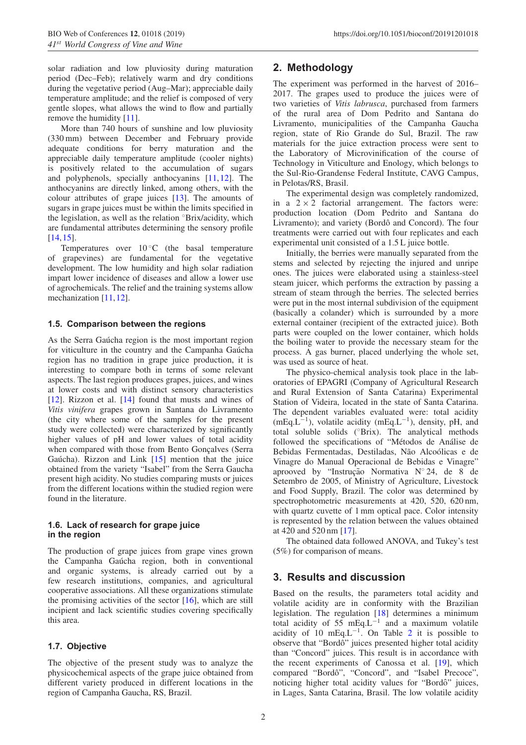solar radiation and low pluviosity during maturation period (Dec–Feb); relatively warm and dry conditions during the vegetative period (Aug–Mar); appreciable daily temperature amplitude; and the relief is composed of very gentle slopes, what allows the wind to flow and partially remove the humidity [11].

More than 740 hours of sunshine and low pluviosity (330 mm) between December and February provide adequate conditions for berry maturation and the appreciable daily temperature amplitude (cooler nights) is positively related to the accumulation of sugars and polyphenols, specially anthocyanins [11,12]. The anthocyanins are directly linked, among others, with the colour attributes of grape juices [13]. The amounts of sugars in grape juices must be within the limits specified in the legislation, as well as the relation °Brix/acidity, which are fundamental attributes determining the sensory profile [14,15].

Temperatures over 10 °C (the basal temperature of grapevines) are fundamental for the vegetative development. The low humidity and high solar radiation impart lower incidence of diseases and allow a lower use of agrochemicals. The relief and the training systems allow mechanization [11,12].

### 1.5. Comparison between the regions

As the Serra Gaúcha region is the most important region for viticulture in the country and the Campanha Gaúcha region has no tradition in grape juice production, it is interesting to compare both in terms of some relevant aspects. The last region produces grapes, juices, and wines at lower costs and with distinct sensory characteristics [12]. Rizzon et al. [14] found that musts and wines of *Vitis vinifera* grapes grown in Santana do Livramento (the city where some of the samples for the present study were collected) were characterized by significantly higher values of pH and lower values of total acidity when compared with those from Bento Gonçalves (Serra Gaúcha). Rizzon and Link [15] mention that the juice obtained from the variety "Isabel" from the Serra Gaucha present high acidity. No studies comparing musts or juices from the different locations within the studied region were found in the literature.

### 1.6. Lack of research for grape juice in the region

The production of grape juices from grape vines grown the Campanha Gaúcha region, both in conventional and organic systems, is already carried out by a few research institutions, companies, and agricultural cooperative associations. All these organizations stimulate the promising activities of the sector [16], which are still incipient and lack scientific studies covering specifically this area.

### 1.7. Objective

The objective of the present study was to analyze the physicochemical aspects of the grape juice obtained from different variety produced in different locations in the region of Campanha Gaucha, RS, Brazil.

## 2. Methodology

The experiment was performed in the harvest of 2016–2017. The grapes used to produce the juices were of two varieties of *Vitis labrusca*, purchased from farmers of the rural area of Dom Pedrito and Santana do Livramento, municipalities of the Campanha Gaucha region, state of Rio Grande do Sul, Brazil. The raw materials for the juice extraction process were sent to the Laboratory of Microvinification of the course of Technology in Viticulture and Enology, which belongs to the Sul-Rio-Grandense Federal Institute, CAVG Campus, in Pelotas/RS, Brasil.

The experimental design was completely randomized, in a $2 \times 2$ factorial arrangement. The factors were: production location (Dom Pedrito and Santana do Livramento); and variety (Bordô and Concord). The four treatments were carried out with four replicates and each experimental unit consisted of a 1.5 L juice bottle.

Initially, the berries were manually separated from the stems and selected by rejecting the injured and unripe ones. The juices were elaborated using a stainless-steel steam juicer, which performs the extraction by passing a stream of steam through the berries. The selected berries were put in the most internal subdivision of the equipment (basically a colander) which is surrounded by a more external container (recipient of the extracted juice). Both parts were coupled on the lower container, which holds the boiling water to provide the necessary steam for the process. A gas burner, placed underlying the whole set, was used as source of heat.

The physico-chemical analysis took place in the laboratories of EPAGRI (Company of Agricultural Research and Rural Extension of Santa Catarina) Experimental Station of Videira, located in the state of Santa Catarina. The dependent variables evaluated were: total acidity (mEq.$L^{-1}$), volatile acidity (mEq.$L^{-1}$), density, pH, and total soluble solids (°Brix). The analytical methods followed the specifications of "Métodos de Análise de Bebidas Fermentadas, Destiladas, Não Alcoólicas e de Vinagre do Manual Operacional de Bebidas e Vinagre" aprooved by "Instrução Normativa N° 24, de 8 de Setembro de 2005, of Ministry of Agriculture, Livestock and Food Supply, Brazil. The color was determined by spectrophotometric measurements at 420, 520, 620 nm, with quartz cuvette of 1 mm optical pace. Color intensity is represented by the relation between the values obtained at 420 and 520 nm [17].

The obtained data followed ANOVA, and Tukey's test (5%) for comparison of means.

## 3. Results and discussion

Based on the results, the parameters total acidity and volatile acidity are in conformity with the Brazilian legislation. The regulation [18] determines a minimum total acidity of 55 mEq.$L^{-1}$ and a maximum volatile acidity of 10 mEq.$L^{-1}$. On Table 2 it is possible to observe that "Bordô" juices presented higher total acidity than "Concord" juices. This result is in accordance with the recent experiments of Canossa et al. [19], which compared "Bordô", "Concord", and "Isabel Precoce", noticing higher total acidity values for "Bordô" juices, in Lages, Santa Catarina, Brasil. The low volatile acidity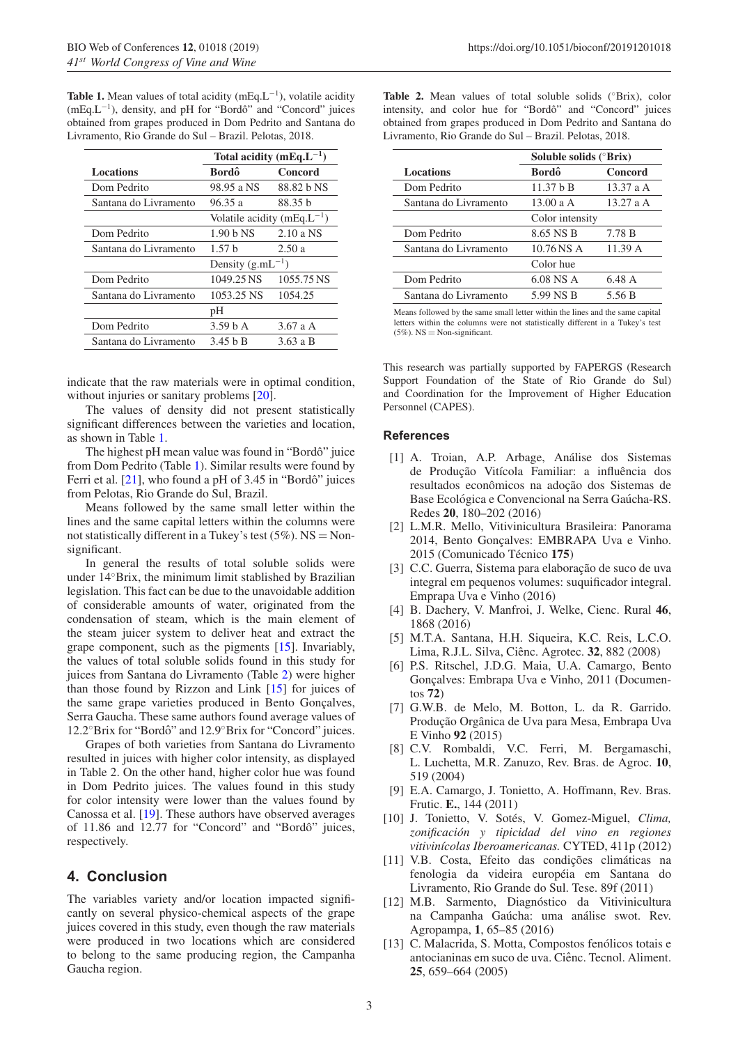**Table 1.** Mean values of total acidity (mEq.L$^{-1}$), volatile acidity (mEq.L$^{-1}$), density, and pH for "Bordô" and "Concord" juices obtained from grapes produced in Dom Pedrito and Santana do Livramento, Rio Grande do Sul – Brazil. Pelotas, 2018.

| | Total acidity (mEq.L$^{-1}$) | |
|---|---|---|
| **Locations** | **Bordô** | **Concord** |
| Dom Pedrito | 98.95 a NS | 88.82 b NS |
| Santana do Livramento | 96.35 a | 88.35 b |
| | Volatile acidity (mEq.L$^{-1}$) | |
| Dom Pedrito | 1.90 b NS | 2.10 a NS |
| Santana do Livramento | 1.57 b | 2.50 a |
| | Density (g.mL$^{-1}$) | |
| Dom Pedrito | 1049.25 NS | 1055.75 NS |
| Santana do Livramento | 1053.25 NS | 1054.25 |
| | pH | |
| Dom Pedrito | 3.59 b A | 3.67 a A |
| Santana do Livramento | 3.45 b B | 3.63 a B |

indicate that the raw materials were in optimal condition, without injuries or sanitary problems [20].

The values of density did not present statistically significant differences between the varieties and location, as shown in Table 1.

The highest pH mean value was found in "Bordô" juice from Dom Pedrito (Table 1). Similar results were found by Ferri et al. [21], who found a pH of 3.45 in "Bordô" juices from Pelotas, Rio Grande do Sul, Brazil.

Means followed by the same small letter within the lines and the same capital letters within the columns were not statistically different in a Tukey's test (5%). NS = Non-significant.

In general the results of total soluble solids were under 14°Brix, the minimum limit stablished by Brazilian legislation. This fact can be due to the unavoidable addition of considerable amounts of water, originated from the condensation of steam, which is the main element of the steam juicer system to deliver heat and extract the grape component, such as the pigments [15]. Invariably, the values of total soluble solids found in this study for juices from Santana do Livramento (Table 2) were higher than those found by Rizzon and Link [15] for juices of the same grape varieties produced in Bento Gonçalves, Serra Gaucha. These same authors found average values of 12.2°Brix for "Bordô" and 12.9°Brix for "Concord" juices.

Grapes of both varieties from Santana do Livramento resulted in juices with higher color intensity, as displayed in Table 2. On the other hand, higher color hue was found in Dom Pedrito juices. The values found in this study for color intensity were lower than the values found by Canossa et al. [19]. These authors have observed averages of 11.86 and 12.77 for "Concord" and "Bordô" juices, respectively.

## 4. Conclusion

The variables variety and/or location impacted significantly on several physico-chemical aspects of the grape juices covered in this study, even though the raw materials were produced in two locations which are considered to belong to the same producing region, the Campanha Gaucha region.

**Table 2.** Mean values of total soluble solids (°Brix), color intensity, and color hue for "Bordô" and "Concord" juices obtained from grapes produced in Dom Pedrito and Santana do Livramento, Rio Grande do Sul – Brazil. Pelotas, 2018.

| | Soluble solids (°Brix) | |
|---|---|---|
| **Locations** | **Bordô** | **Concord** |
| Dom Pedrito | 11.37 b B | 13.37 a A |
| Santana do Livramento | 13.00 a A | 13.27 a A |
| | Color intensity | |
| Dom Pedrito | 8.65 NS B | 7.78 B |
| Santana do Livramento | 10.76 NS A | 11.39 A |
| | Color hue | |
| Dom Pedrito | 6.08 NS A | 6.48 A |
| Santana do Livramento | 5.99 NS B | 5.56 B |

Means followed by the same small letter within the lines and the same capital letters within the columns were not statistically different in a Tukey's test (5%). NS = Non-significant.

This research was partially supported by FAPERGS (Research Support Foundation of the State of Rio Grande do Sul) and Coordination for the Improvement of Higher Education Personnel (CAPES).

## References

[1] A. Troian, A.P. Arbage, Análise dos Sistemas de Produção Vitícola Familiar: a influência dos resultados econômicos na adoção dos Sistemas de Base Ecológica e Convencional na Serra Gaúcha-RS. Redes **20**, 180–202 (2016)

[2] L.M.R. Mello, Vitivinicultura Brasileira: Panorama 2014, Bento Gonçalves: EMBRAPA Uva e Vinho. 2015 (Comunicado Técnico **175**)

[3] C.C. Guerra, Sistema para elaboração de suco de uva integral em pequenos volumes: suquificador integral. Emprapa Uva e Vinho (2016)

[4] B. Dachery, V. Manfroi, J. Welke, Cienc. Rural **46**, 1868 (2016)

[5] M.T.A. Santana, H.H. Siqueira, K.C. Reis, L.C.O. Lima, R.J.L. Silva, Ciênc. Agrotec. **32**, 882 (2008)

[6] P.S. Ritschel, J.D.G. Maia, U.A. Camargo, Bento Gonçalves: Embrapa Uva e Vinho, 2011 (Documentos **72**)

[7] G.W.B. de Melo, M. Botton, L. da R. Garrido. Produção Orgânica de Uva para Mesa, Embrapa Uva E Vinho **92** (2015)

[8] C.V. Rombaldi, V.C. Ferri, M. Bergamaschi, L. Luchetta, M.R. Zanuzo, Rev. Bras. de Agroc. **10**, 519 (2004)

[9] E.A. Camargo, J. Tonietto, A. Hoffmann, Rev. Bras. Frutic. **E.**, 144 (2011)

[10] J. Tonietto, V. Sotés, V. Gomez-Miguel, *Clima, zonificación y tipicidad del vino en regiones vitivinícolas Iberoamericanas.* CYTED, 411p (2012)

[11] V.B. Costa, Efeito das condições climáticas na fenologia da videira européia em Santana do Livramento, Rio Grande do Sul. Tese. 89f (2011)

[12] M.B. Sarmento, Diagnóstico da Vitivinicultura na Campanha Gaúcha: uma análise swot. Rev. Agropampa, **1**, 65–85 (2016)

[13] C. Malacrida, S. Motta, Compostos fenólicos totais e antocianinas em suco de uva. Ciênc. Tecnol. Aliment. **25**, 659–664 (2005)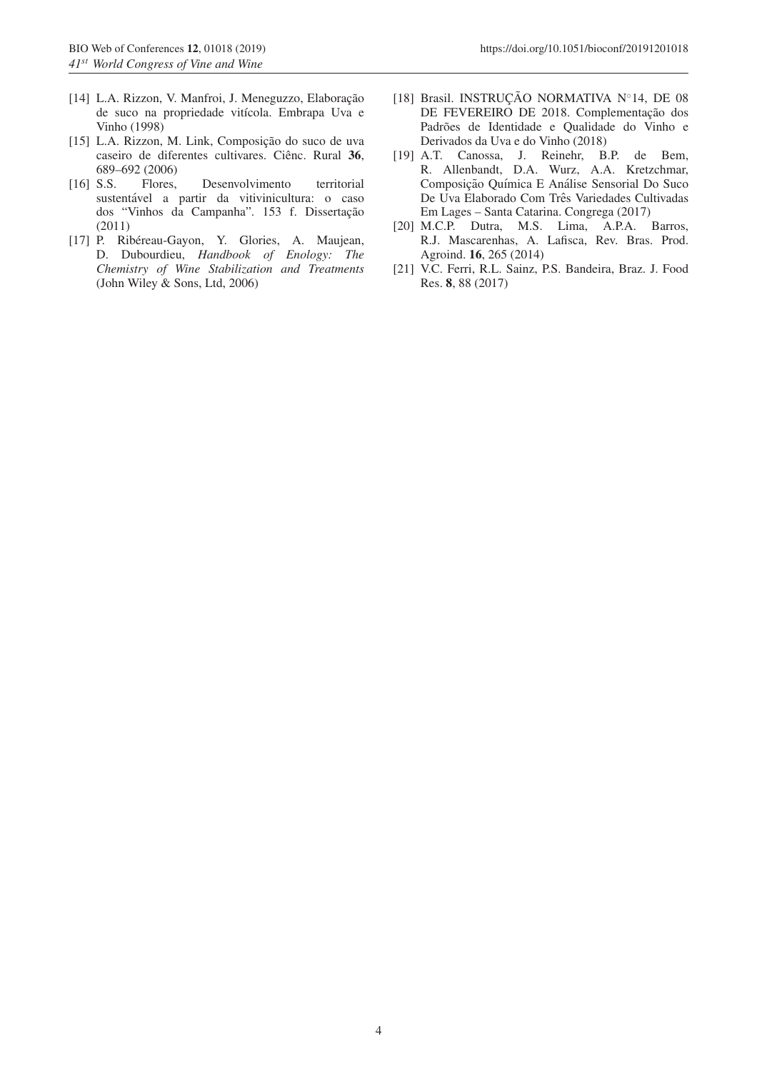[14] L.A. Rizzon, V. Manfroi, J. Meneguzzo, Elaboração de suco na propriedade vitícola. Embrapa Uva e Vinho (1998)

[15] L.A. Rizzon, M. Link, Composição do suco de uva caseiro de diferentes cultivares. Ciênc. Rural **36**, 689–692 (2006)

[16] S.S. Flores, Desenvolvimento territorial sustentável a partir da vitivinicultura: o caso dos "Vinhos da Campanha". 153 f. Dissertação (2011)

[17] P. Ribéreau-Gayon, Y. Glories, A. Maujean, D. Dubourdieu, *Handbook of Enology: The Chemistry of Wine Stabilization and Treatments* (John Wiley & Sons, Ltd, 2006)

[18] Brasil. INSTRUÇÃO NORMATIVA N°14, DE 08 DE FEVEREIRO DE 2018. Complementação dos Padrões de Identidade e Qualidade do Vinho e Derivados da Uva e do Vinho (2018)

[19] A.T. Canossa, J. Reinehr, B.P. de Bem, R. Allenbandt, D.A. Wurz, A.A. Kretzchmar, Composição Química E Análise Sensorial Do Suco De Uva Elaborado Com Três Variedades Cultivadas Em Lages – Santa Catarina. Congrega (2017)

[20] M.C.P. Dutra, M.S. Lima, A.P.A. Barros, R.J. Mascarenhas, A. Lafisca, Rev. Bras. Prod. Agroind. **16**, 265 (2014)

[21] V.C. Ferri, R.L. Sainz, P.S. Bandeira, Braz. J. Food Res. **8**, 88 (2017)